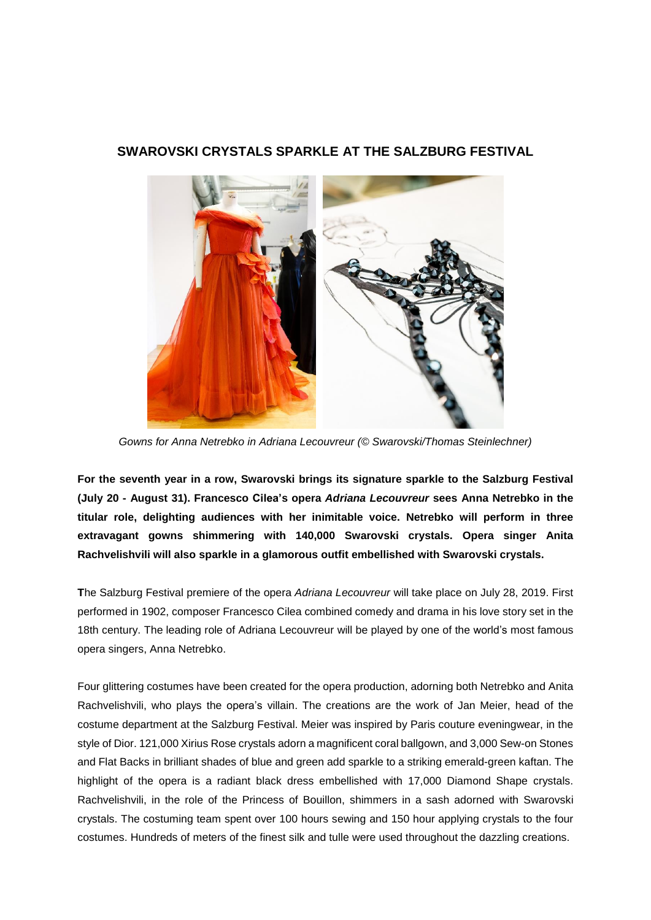# SWAROVSKI CRYSTALS SPARKLE AT THE SALZBURG FESTIVAL

*Gowns for Anna Netrebko in Adriana Lecouvreur (© Swarovski/Thomas Steinlechner)*

**For the seventh year in a row, Swarovski brings its signature sparkle to the Salzburg Festival (July 20 - August 31). Francesco Cilea's opera *Adriana Lecouvreur* sees Anna Netrebko in the titular role, delighting audiences with her inimitable voice. Netrebko will perform in three extravagant gowns shimmering with 140,000 Swarovski crystals. Opera singer Anita Rachvelishvili will also sparkle in a glamorous outfit embellished with Swarovski crystals.**

**T**he Salzburg Festival premiere of the opera *Adriana Lecouvreur* will take place on July 28, 2019. First performed in 1902, composer Francesco Cilea combined comedy and drama in his love story set in the 18th century. The leading role of Adriana Lecouvreur will be played by one of the world's most famous opera singers, Anna Netrebko.

Four glittering costumes have been created for the opera production, adorning both Netrebko and Anita Rachvelishvili, who plays the opera's villain. The creations are the work of Jan Meier, head of the costume department at the Salzburg Festival. Meier was inspired by Paris couture eveningwear, in the style of Dior. 121,000 Xirius Rose crystals adorn a magnificent coral ballgown, and 3,000 Sew-on Stones and Flat Backs in brilliant shades of blue and green add sparkle to a striking emerald-green kaftan. The highlight of the opera is a radiant black dress embellished with 17,000 Diamond Shape crystals. Rachvelishvili, in the role of the Princess of Bouillon, shimmers in a sash adorned with Swarovski crystals. The costuming team spent over 100 hours sewing and 150 hour applying crystals to the four costumes. Hundreds of meters of the finest silk and tulle were used throughout the dazzling creations.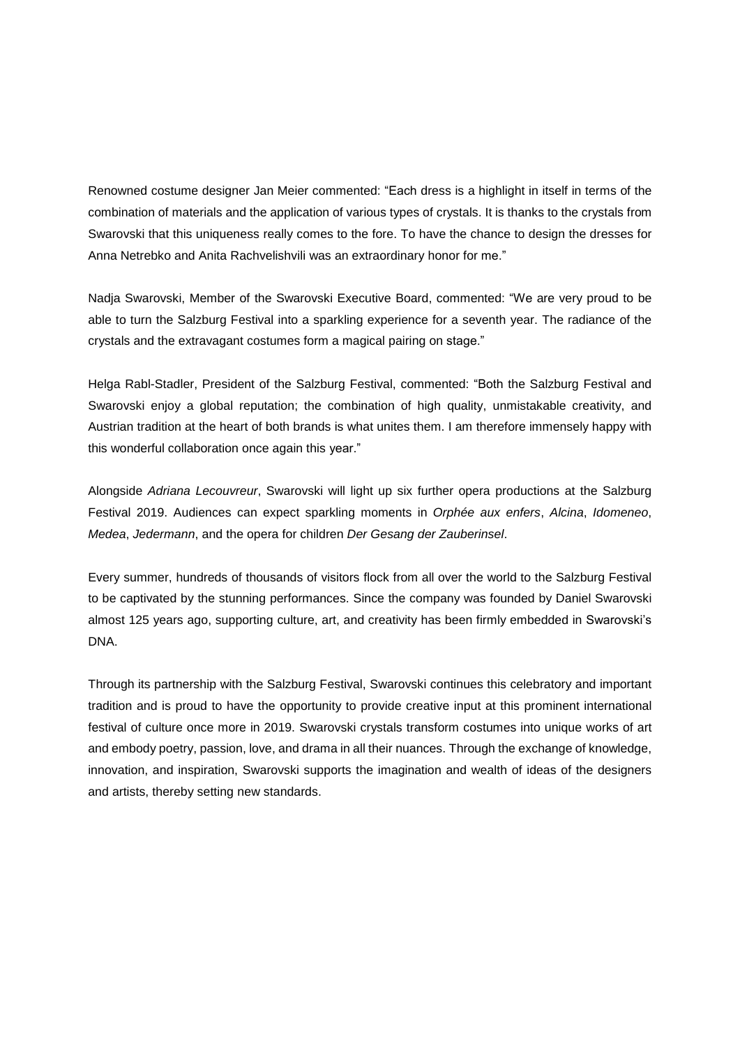Renowned costume designer Jan Meier commented: “Each dress is a highlight in itself in terms of the combination of materials and the application of various types of crystals. It is thanks to the crystals from Swarovski that this uniqueness really comes to the fore. To have the chance to design the dresses for Anna Netrebko and Anita Rachvelishvili was an extraordinary honor for me.”

Nadja Swarovski, Member of the Swarovski Executive Board, commented: “We are very proud to be able to turn the Salzburg Festival into a sparkling experience for a seventh year. The radiance of the crystals and the extravagant costumes form a magical pairing on stage.”

Helga Rabl-Stadler, President of the Salzburg Festival, commented: “Both the Salzburg Festival and Swarovski enjoy a global reputation; the combination of high quality, unmistakable creativity, and Austrian tradition at the heart of both brands is what unites them. I am therefore immensely happy with this wonderful collaboration once again this year.”

Alongside *Adriana Lecouvreur*, Swarovski will light up six further opera productions at the Salzburg Festival 2019. Audiences can expect sparkling moments in *Orphée aux enfers*, *Alcina*, *Idomeneo*, *Medea*, *Jedermann*, and the opera for children *Der Gesang der Zauberinsel*.

Every summer, hundreds of thousands of visitors flock from all over the world to the Salzburg Festival to be captivated by the stunning performances. Since the company was founded by Daniel Swarovski almost 125 years ago, supporting culture, art, and creativity has been firmly embedded in Swarovski’s DNA.

Through its partnership with the Salzburg Festival, Swarovski continues this celebratory and important tradition and is proud to have the opportunity to provide creative input at this prominent international festival of culture once more in 2019. Swarovski crystals transform costumes into unique works of art and embody poetry, passion, love, and drama in all their nuances. Through the exchange of knowledge, innovation, and inspiration, Swarovski supports the imagination and wealth of ideas of the designers and artists, thereby setting new standards.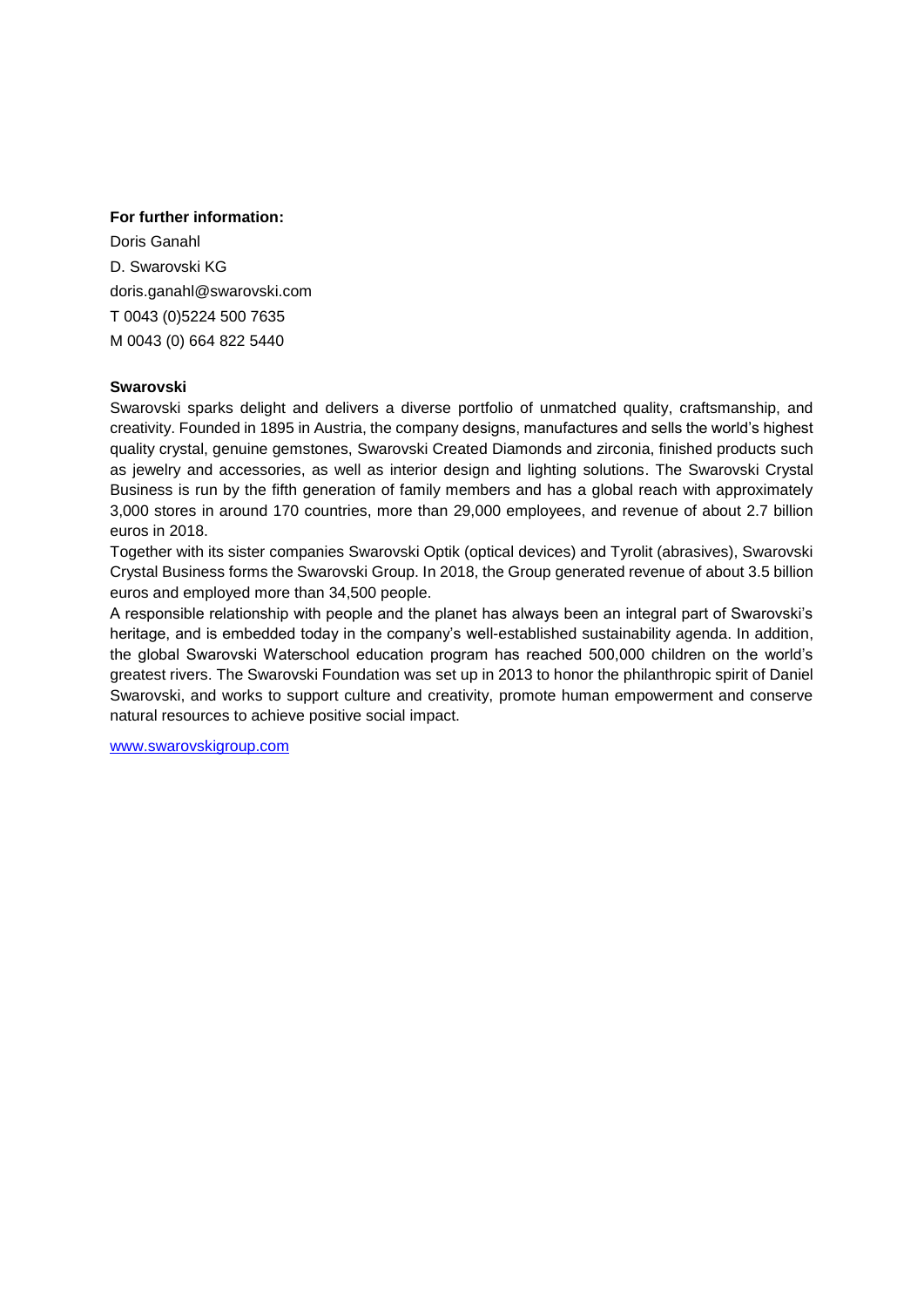**For further information:**

Doris Ganahl
D. Swarovski KG
doris.ganahl@swarovski.com
T 0043 (0)5224 500 7635
M 0043 (0) 664 822 5440

**Swarovski**

Swarovski sparks delight and delivers a diverse portfolio of unmatched quality, craftsmanship, and creativity. Founded in 1895 in Austria, the company designs, manufactures and sells the world's highest quality crystal, genuine gemstones, Swarovski Created Diamonds and zirconia, finished products such as jewelry and accessories, as well as interior design and lighting solutions. The Swarovski Crystal Business is run by the fifth generation of family members and has a global reach with approximately 3,000 stores in around 170 countries, more than 29,000 employees, and revenue of about 2.7 billion euros in 2018.

Together with its sister companies Swarovski Optik (optical devices) and Tyrolit (abrasives), Swarovski Crystal Business forms the Swarovski Group. In 2018, the Group generated revenue of about 3.5 billion euros and employed more than 34,500 people.

A responsible relationship with people and the planet has always been an integral part of Swarovski's heritage, and is embedded today in the company's well-established sustainability agenda. In addition, the global Swarovski Waterschool education program has reached 500,000 children on the world's greatest rivers. The Swarovski Foundation was set up in 2013 to honor the philanthropic spirit of Daniel Swarovski, and works to support culture and creativity, promote human empowerment and conserve natural resources to achieve positive social impact.

www.swarovskigroup.com